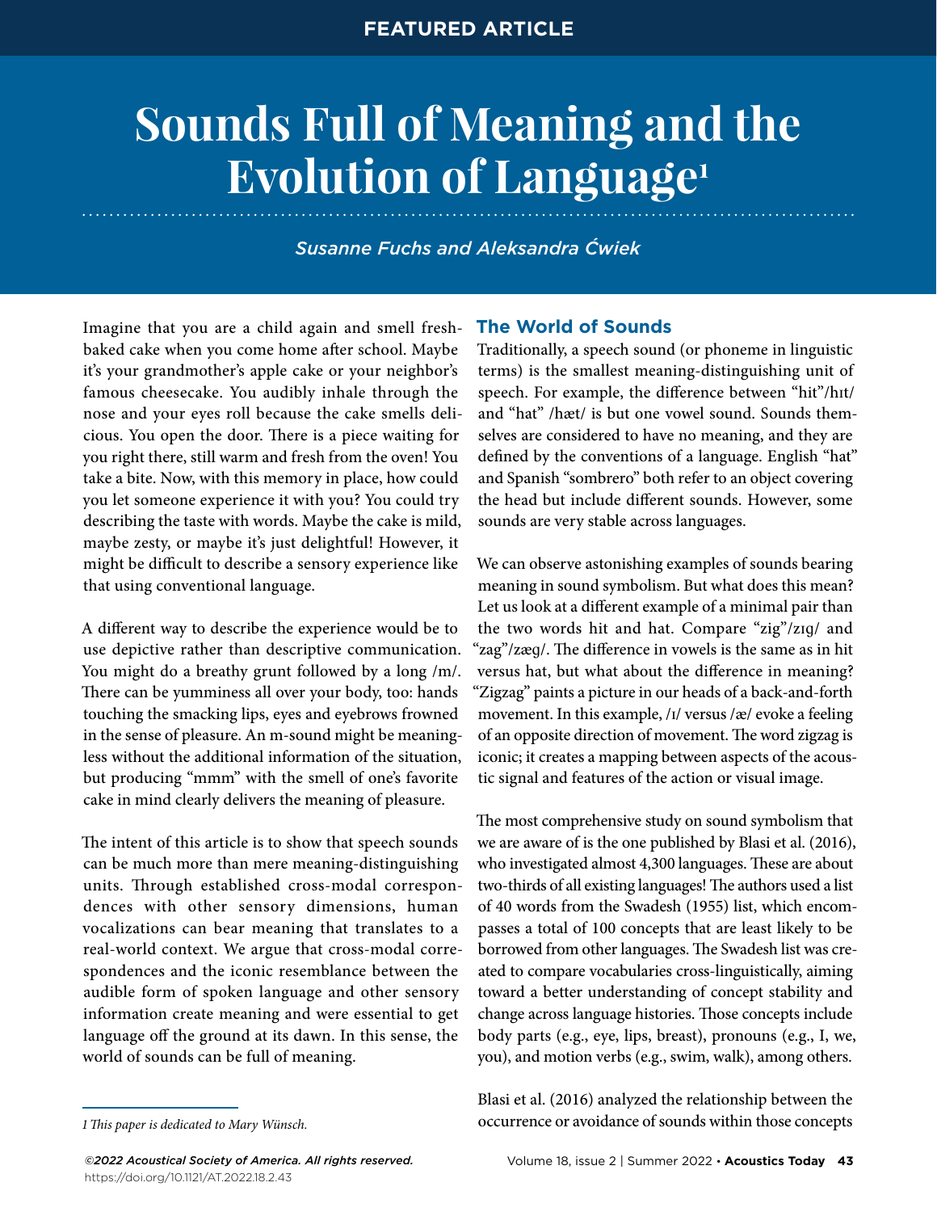FEATURED ARTICLE

# Sounds Full of Meaning and the Evolution of Language[1]

*Susanne Fuchs and Aleksandra Ćwiek*

Imagine that you are a child again and smell fresh-baked cake when you come home after school. Maybe it's your grandmother's apple cake or your neighbor's famous cheesecake. You audibly inhale through the nose and your eyes roll because the cake smells delicious. You open the door. There is a piece waiting for you right there, still warm and fresh from the oven! You take a bite. Now, with this memory in place, how could you let someone experience it with you? You could try describing the taste with words. Maybe the cake is mild, maybe zesty, or maybe it's just delightful! However, it might be difficult to describe a sensory experience like that using conventional language.

A different way to describe the experience would be to use depictive rather than descriptive communication. You might do a breathy grunt followed by a long /m/. There can be yumminess all over your body, too: hands touching the smacking lips, eyes and eyebrows frowned in the sense of pleasure. An m-sound might be meaningless without the additional information of the situation, but producing "mmm" with the smell of one's favorite cake in mind clearly delivers the meaning of pleasure.

The intent of this article is to show that speech sounds can be much more than mere meaning-distinguishing units. Through established cross-modal correspondences with other sensory dimensions, human vocalizations can bear meaning that translates to a real-world context. We argue that cross-modal correspondences and the iconic resemblance between the audible form of spoken language and other sensory information create meaning and were essential to get language off the ground at its dawn. In this sense, the world of sounds can be full of meaning.

## The World of Sounds

Traditionally, a speech sound (or phoneme in linguistic terms) is the smallest meaning-distinguishing unit of speech. For example, the difference between "hit"/hɪt/ and "hat" /hæt/ is but one vowel sound. Sounds themselves are considered to have no meaning, and they are defined by the conventions of a language. English "hat" and Spanish "sombrero" both refer to an object covering the head but include different sounds. However, some sounds are very stable across languages.

We can observe astonishing examples of sounds bearing meaning in sound symbolism. But what does this mean? Let us look at a different example of a minimal pair than the two words hit and hat. Compare "zig"/zɪg/ and "zag"/zæg/. The difference in vowels is the same as in hit versus hat, but what about the difference in meaning? "Zigzag" paints a picture in our heads of a back-and-forth movement. In this example, /ɪ/ versus /æ/ evoke a feeling of an opposite direction of movement. The word zigzag is iconic; it creates a mapping between aspects of the acoustic signal and features of the action or visual image.

The most comprehensive study on sound symbolism that we are aware of is the one published by Blasi et al. (2016), who investigated almost 4,300 languages. These are about two-thirds of all existing languages! The authors used a list of 40 words from the Swadesh (1955) list, which encompasses a total of 100 concepts that are least likely to be borrowed from other languages. The Swadesh list was created to compare vocabularies cross-linguistically, aiming toward a better understanding of concept stability and change across language histories. Those concepts include body parts (e.g., eye, lips, breast), pronouns (e.g., I, we, you), and motion verbs (e.g., swim, walk), among others.

Blasi et al. (2016) analyzed the relationship between the occurrence or avoidance of sounds within those concepts

*1 This paper is dedicated to Mary Wünsch.*

*©2022 Acoustical Society of America. All rights reserved.*
https://doi.org/10.1121/AT.2022.18.2.43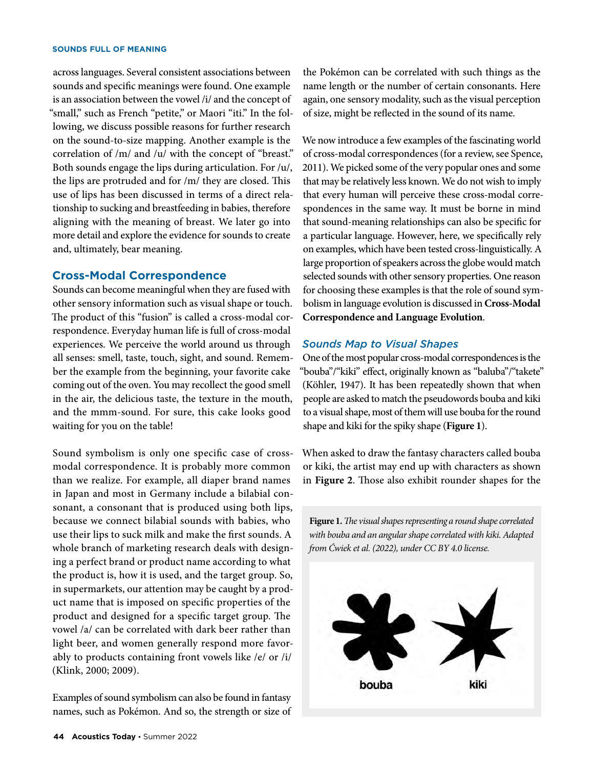across languages. Several consistent associations between sounds and specific meanings were found. One example is an association between the vowel /i/ and the concept of "small," such as French "petite," or Maori "iti." In the following, we discuss possible reasons for further research on the sound-to-size mapping. Another example is the correlation of /m/ and /u/ with the concept of "breast." Both sounds engage the lips during articulation. For /u/, the lips are protruded and for /m/ they are closed. This use of lips has been discussed in terms of a direct relationship to sucking and breastfeeding in babies, therefore aligning with the meaning of breast. We later go into more detail and explore the evidence for sounds to create and, ultimately, bear meaning.

## Cross-Modal Correspondence

Sounds can become meaningful when they are fused with other sensory information such as visual shape or touch. The product of this "fusion" is called a cross-modal correspondence. Everyday human life is full of cross-modal experiences. We perceive the world around us through all senses: smell, taste, touch, sight, and sound. Remember the example from the beginning, your favorite cake coming out of the oven. You may recollect the good smell in the air, the delicious taste, the texture in the mouth, and the mmm-sound. For sure, this cake looks good waiting for you on the table!

Sound symbolism is only one specific case of cross-modal correspondence. It is probably more common than we realize. For example, all diaper brand names in Japan and most in Germany include a bilabial consonant, a consonant that is produced using both lips, because we connect bilabial sounds with babies, who use their lips to suck milk and make the first sounds. A whole branch of marketing research deals with designing a perfect brand or product name according to what the product is, how it is used, and the target group. So, in supermarkets, our attention may be caught by a product name that is imposed on specific properties of the product and designed for a specific target group. The vowel /a/ can be correlated with dark beer rather than light beer, and women generally respond more favorably to products containing front vowels like /e/ or /i/ (Klink, 2000; 2009).

Examples of sound symbolism can also be found in fantasy names, such as Pokémon. And so, the strength or size of the Pokémon can be correlated with such things as the name length or the number of certain consonants. Here again, one sensory modality, such as the visual perception of size, might be reflected in the sound of its name.

We now introduce a few examples of the fascinating world of cross-modal correspondences (for a review, see Spence, 2011). We picked some of the very popular ones and some that may be relatively less known. We do not wish to imply that every human will perceive these cross-modal correspondences in the same way. It must be borne in mind that sound-meaning relationships can also be specific for a particular language. However, here, we specifically rely on examples, which have been tested cross-linguistically. A large proportion of speakers across the globe would match selected sounds with other sensory properties. One reason for choosing these examples is that the role of sound symbolism in language evolution is discussed in **Cross-Modal Correspondence and Language Evolution**.

### *Sounds Map to Visual Shapes*

One of the most popular cross-modal correspondences is the "bouba"/"kiki" effect, originally known as "baluba"/"takete" (Köhler, 1947). It has been repeatedly shown that when people are asked to match the pseudowords bouba and kiki to a visual shape, most of them will use bouba for the round shape and kiki for the spiky shape (**Figure 1**).

When asked to draw the fantasy characters called bouba or kiki, the artist may end up with characters as shown in **Figure 2**. Those also exhibit rounder shapes for the

**Figure 1.** *The visual shapes representing a round shape correlated with bouba and an angular shape correlated with kiki. Adapted from Ćwiek et al. (2022), under CC BY 4.0 license.*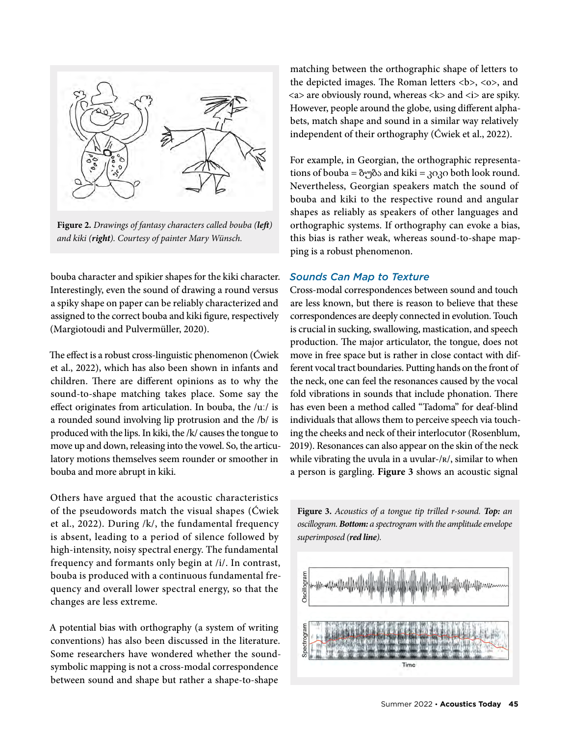**Figure 2.** *Drawings of fantasy characters called bouba (**left**) and kiki (**right**). Courtesy of painter Mary Wünsch.*

bouba character and spikier shapes for the kiki character. Interestingly, even the sound of drawing a round versus a spiky shape on paper can be reliably characterized and assigned to the correct bouba and kiki figure, respectively (Margiotoudi and Pulvermüller, 2020).

The effect is a robust cross-linguistic phenomenon (Ćwiek et al., 2022), which has also been shown in infants and children. There are different opinions as to why the sound-to-shape matching takes place. Some say the effect originates from articulation. In bouba, the /uː/ is a rounded sound involving lip protrusion and the /b/ is produced with the lips. In kiki, the /k/ causes the tongue to move up and down, releasing into the vowel. So, the articulatory motions themselves seem rounder or smoother in bouba and more abrupt in kiki.

Others have argued that the acoustic characteristics of the pseudowords match the visual shapes (Ćwiek et al., 2022). During /k/, the fundamental frequency is absent, leading to a period of silence followed by high-intensity, noisy spectral energy. The fundamental frequency and formants only begin at /i/. In contrast, bouba is produced with a continuous fundamental frequency and overall lower spectral energy, so that the changes are less extreme.

A potential bias with orthography (a system of writing conventions) has also been discussed in the literature. Some researchers have wondered whether the sound-symbolic mapping is not a cross-modal correspondence between sound and shape but rather a shape-to-shape matching between the orthographic shape of letters to the depicted images. The Roman letters <b>, <o>, and <a> are obviously round, whereas <k> and <i> are spiky. However, people around the globe, using different alphabets, match shape and sound in a similar way relatively independent of their orthography (Ćwiek et al., 2022).

For example, in Georgian, the orthographic representations of bouba = ბუბა and kiki = კიკი both look round. Nevertheless, Georgian speakers match the sound of bouba and kiki to the respective round and angular shapes as reliably as speakers of other languages and orthographic systems. If orthography can evoke a bias, this bias is rather weak, whereas sound-to-shape mapping is a robust phenomenon.

## Sounds Can Map to Texture

Cross-modal correspondences between sound and touch are less known, but there is reason to believe that these correspondences are deeply connected in evolution. Touch is crucial in sucking, swallowing, mastication, and speech production. The major articulator, the tongue, does not move in free space but is rather in close contact with different vocal tract boundaries. Putting hands on the front of the neck, one can feel the resonances caused by the vocal fold vibrations in sounds that include phonation. There has even been a method called "Tadoma" for deaf-blind individuals that allows them to perceive speech via touching the cheeks and neck of their interlocutor (Rosenblum, 2019). Resonances can also appear on the skin of the neck while vibrating the uvula in a uvular-/ʀ/, similar to when a person is gargling. **Figure 3** shows an acoustic signal

**Figure 3.** *Acoustics of a tongue tip trilled r-sound. **Top:** an oscillogram. **Bottom:** a spectrogram with the amplitude envelope superimposed (**red line**).*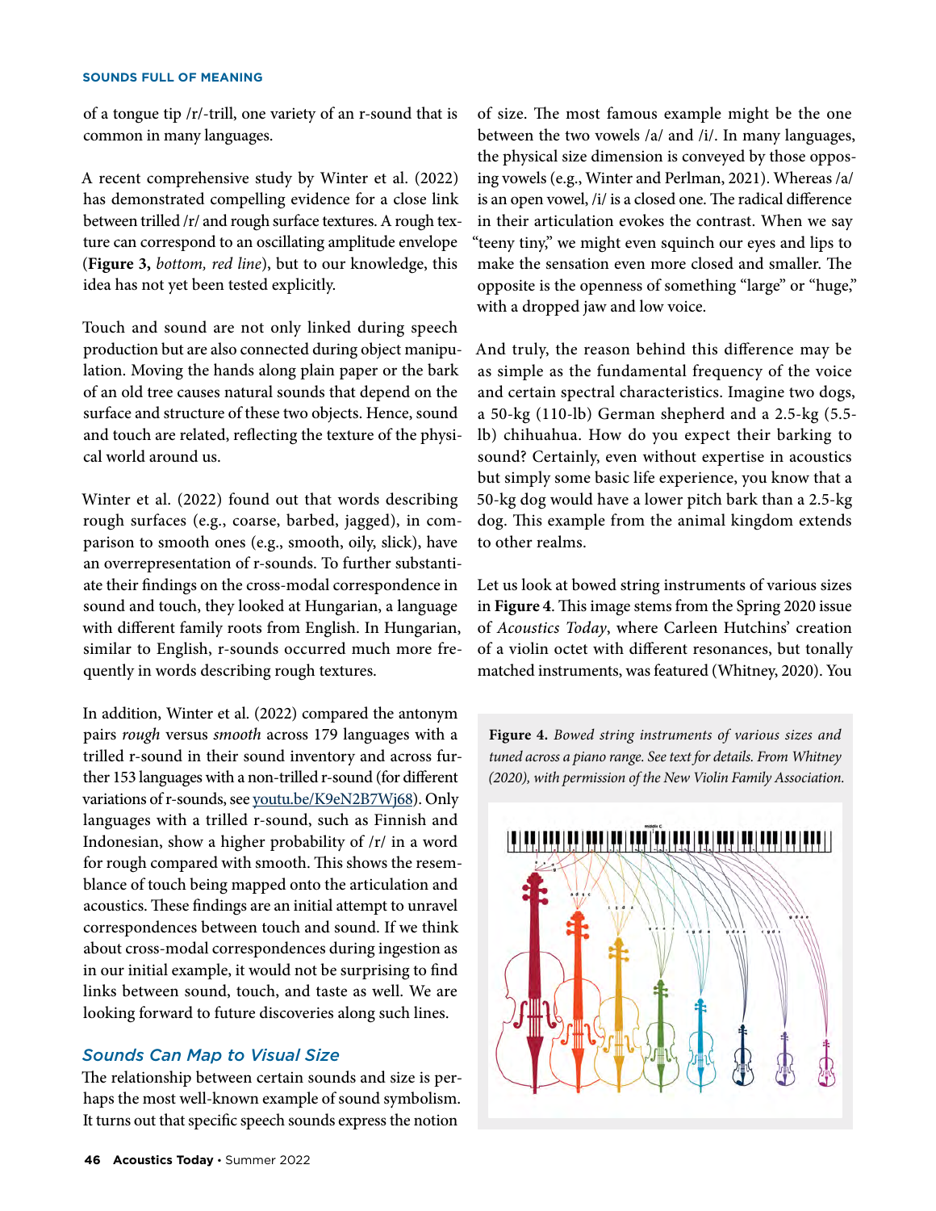of a tongue tip /r/-trill, one variety of an r-sound that is common in many languages.

A recent comprehensive study by Winter et al. (2022) has demonstrated compelling evidence for a close link between trilled /r/ and rough surface textures. A rough texture can correspond to an oscillating amplitude envelope (**Figure 3,** *bottom, red line*), but to our knowledge, this idea has not yet been tested explicitly.

Touch and sound are not only linked during speech production but are also connected during object manipulation. Moving the hands along plain paper or the bark of an old tree causes natural sounds that depend on the surface and structure of these two objects. Hence, sound and touch are related, reflecting the texture of the physical world around us.

Winter et al. (2022) found out that words describing rough surfaces (e.g., coarse, barbed, jagged), in comparison to smooth ones (e.g., smooth, oily, slick), have an overrepresentation of r-sounds. To further substantiate their findings on the cross-modal correspondence in sound and touch, they looked at Hungarian, a language with different family roots from English. In Hungarian, similar to English, r-sounds occurred much more frequently in words describing rough textures.

In addition, Winter et al. (2022) compared the antonym pairs *rough* versus *smooth* across 179 languages with a trilled r-sound in their sound inventory and across further 153 languages with a non-trilled r-sound (for different variations of r-sounds, see youtu.be/K9eN2B7Wj68). Only languages with a trilled r-sound, such as Finnish and Indonesian, show a higher probability of /r/ in a word for rough compared with smooth. This shows the resemblance of touch being mapped onto the articulation and acoustics. These findings are an initial attempt to unravel correspondences between touch and sound. If we think about cross-modal correspondences during ingestion as in our initial example, it would not be surprising to find links between sound, touch, and taste as well. We are looking forward to future discoveries along such lines.

## *Sounds Can Map to Visual Size*

The relationship between certain sounds and size is perhaps the most well-known example of sound symbolism. It turns out that specific speech sounds express the notion of size. The most famous example might be the one between the two vowels /a/ and /i/. In many languages, the physical size dimension is conveyed by those opposing vowels (e.g., Winter and Perlman, 2021). Whereas /a/ is an open vowel, /i/ is a closed one. The radical difference in their articulation evokes the contrast. When we say "teeny tiny," we might even squinch our eyes and lips to make the sensation even more closed and smaller. The opposite is the openness of something "large" or "huge," with a dropped jaw and low voice.

And truly, the reason behind this difference may be as simple as the fundamental frequency of the voice and certain spectral characteristics. Imagine two dogs, a 50-kg (110-lb) German shepherd and a 2.5-kg (5.5-lb) chihuahua. How do you expect their barking to sound? Certainly, even without expertise in acoustics but simply some basic life experience, you know that a 50-kg dog would have a lower pitch bark than a 2.5-kg dog. This example from the animal kingdom extends to other realms.

Let us look at bowed string instruments of various sizes in **Figure 4**. This image stems from the Spring 2020 issue of *Acoustics Today*, where Carleen Hutchins' creation of a violin octet with different resonances, but tonally matched instruments, was featured (Whitney, 2020). You

**Figure 4.** *Bowed string instruments of various sizes and tuned across a piano range. See text for details. From Whitney (2020), with permission of the New Violin Family Association.*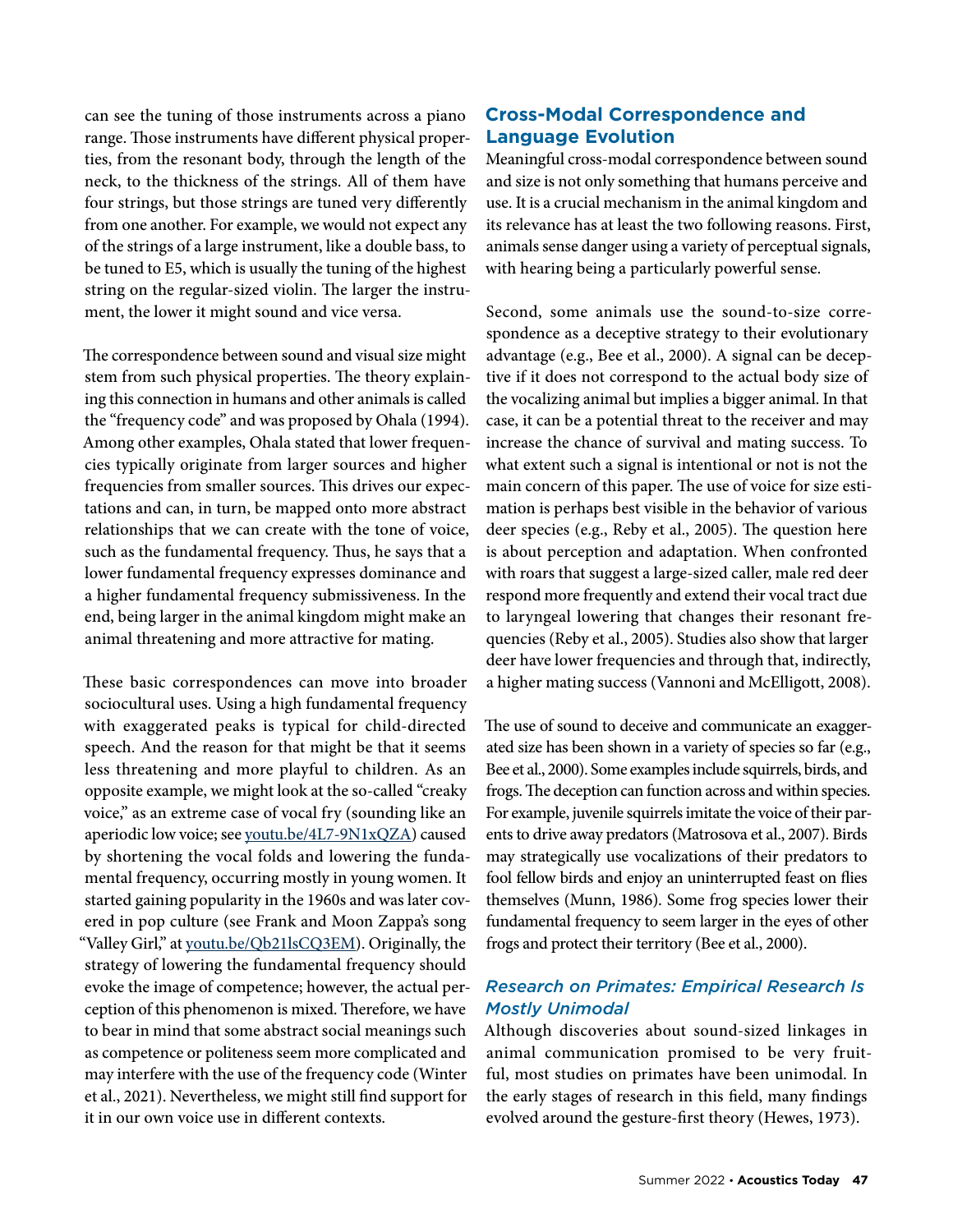can see the tuning of those instruments across a piano range. Those instruments have different physical properties, from the resonant body, through the length of the neck, to the thickness of the strings. All of them have four strings, but those strings are tuned very differently from one another. For example, we would not expect any of the strings of a large instrument, like a double bass, to be tuned to E5, which is usually the tuning of the highest string on the regular-sized violin. The larger the instrument, the lower it might sound and vice versa.

The correspondence between sound and visual size might stem from such physical properties. The theory explaining this connection in humans and other animals is called the "frequency code" and was proposed by Ohala (1994). Among other examples, Ohala stated that lower frequencies typically originate from larger sources and higher frequencies from smaller sources. This drives our expectations and can, in turn, be mapped onto more abstract relationships that we can create with the tone of voice, such as the fundamental frequency. Thus, he says that a lower fundamental frequency expresses dominance and a higher fundamental frequency submissiveness. In the end, being larger in the animal kingdom might make an animal threatening and more attractive for mating.

These basic correspondences can move into broader sociocultural uses. Using a high fundamental frequency with exaggerated peaks is typical for child-directed speech. And the reason for that might be that it seems less threatening and more playful to children. As an opposite example, we might look at the so-called "creaky voice," as an extreme case of vocal fry (sounding like an aperiodic low voice; see youtu.be/4L7-9N1xQZA) caused by shortening the vocal folds and lowering the fundamental frequency, occurring mostly in young women. It started gaining popularity in the 1960s and was later covered in pop culture (see Frank and Moon Zappa's song "Valley Girl," at youtu.be/Qb21lsCQ3EM). Originally, the strategy of lowering the fundamental frequency should evoke the image of competence; however, the actual perception of this phenomenon is mixed. Therefore, we have to bear in mind that some abstract social meanings such as competence or politeness seem more complicated and may interfere with the use of the frequency code (Winter et al., 2021). Nevertheless, we might still find support for it in our own voice use in different contexts.

## Cross-Modal Correspondence and Language Evolution

Meaningful cross-modal correspondence between sound and size is not only something that humans perceive and use. It is a crucial mechanism in the animal kingdom and its relevance has at least the two following reasons. First, animals sense danger using a variety of perceptual signals, with hearing being a particularly powerful sense.

Second, some animals use the sound-to-size correspondence as a deceptive strategy to their evolutionary advantage (e.g., Bee et al., 2000). A signal can be deceptive if it does not correspond to the actual body size of the vocalizing animal but implies a bigger animal. In that case, it can be a potential threat to the receiver and may increase the chance of survival and mating success. To what extent such a signal is intentional or not is not the main concern of this paper. The use of voice for size estimation is perhaps best visible in the behavior of various deer species (e.g., Reby et al., 2005). The question here is about perception and adaptation. When confronted with roars that suggest a large-sized caller, male red deer respond more frequently and extend their vocal tract due to laryngeal lowering that changes their resonant frequencies (Reby et al., 2005). Studies also show that larger deer have lower frequencies and through that, indirectly, a higher mating success (Vannoni and McElligott, 2008).

The use of sound to deceive and communicate an exaggerated size has been shown in a variety of species so far (e.g., Bee et al., 2000). Some examples include squirrels, birds, and frogs. The deception can function across and within species. For example, juvenile squirrels imitate the voice of their parents to drive away predators (Matrosova et al., 2007). Birds may strategically use vocalizations of their predators to fool fellow birds and enjoy an uninterrupted feast on flies themselves (Munn, 1986). Some frog species lower their fundamental frequency to seem larger in the eyes of other frogs and protect their territory (Bee et al., 2000).

### *Research on Primates: Empirical Research Is Mostly Unimodal*

Although discoveries about sound-sized linkages in animal communication promised to be very fruitful, most studies on primates have been unimodal. In the early stages of research in this field, many findings evolved around the gesture-first theory (Hewes, 1973).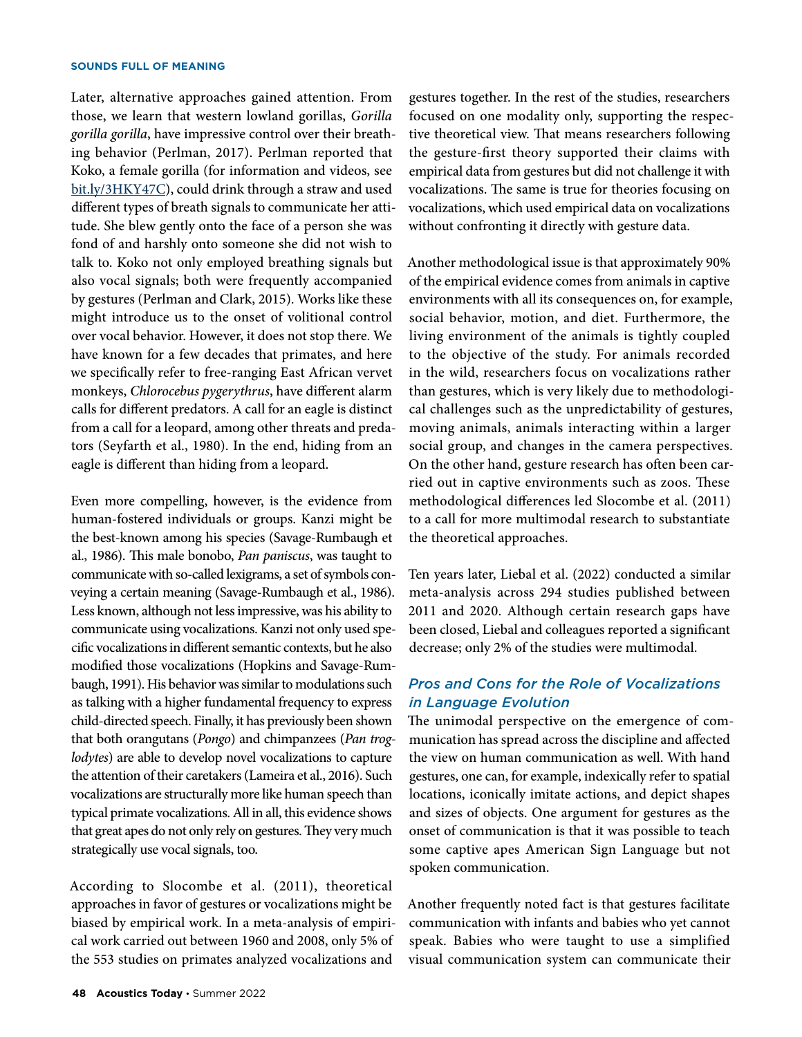Later, alternative approaches gained attention. From those, we learn that western lowland gorillas, *Gorilla gorilla gorilla*, have impressive control over their breathing behavior (Perlman, 2017). Perlman reported that Koko, a female gorilla (for information and videos, see bit.ly/3HKY47C), could drink through a straw and used different types of breath signals to communicate her attitude. She blew gently onto the face of a person she was fond of and harshly onto someone she did not wish to talk to. Koko not only employed breathing signals but also vocal signals; both were frequently accompanied by gestures (Perlman and Clark, 2015). Works like these might introduce us to the onset of volitional control over vocal behavior. However, it does not stop there. We have known for a few decades that primates, and here we specifically refer to free-ranging East African vervet monkeys, *Chlorocebus pygerythrus*, have different alarm calls for different predators. A call for an eagle is distinct from a call for a leopard, among other threats and predators (Seyfarth et al., 1980). In the end, hiding from an eagle is different than hiding from a leopard.

Even more compelling, however, is the evidence from human-fostered individuals or groups. Kanzi might be the best-known among his species (Savage-Rumbaugh et al., 1986). This male bonobo, *Pan paniscus*, was taught to communicate with so-called lexigrams, a set of symbols conveying a certain meaning (Savage-Rumbaugh et al., 1986). Less known, although not less impressive, was his ability to communicate using vocalizations. Kanzi not only used specific vocalizations in different semantic contexts, but he also modified those vocalizations (Hopkins and Savage-Rumbaugh, 1991). His behavior was similar to modulations such as talking with a higher fundamental frequency to express child-directed speech. Finally, it has previously been shown that both orangutans (*Pongo*) and chimpanzees (*Pan troglodytes*) are able to develop novel vocalizations to capture the attention of their caretakers (Lameira et al., 2016). Such vocalizations are structurally more like human speech than typical primate vocalizations. All in all, this evidence shows that great apes do not only rely on gestures. They very much strategically use vocal signals, too.

According to Slocombe et al. (2011), theoretical approaches in favor of gestures or vocalizations might be biased by empirical work. In a meta-analysis of empirical work carried out between 1960 and 2008, only 5% of the 553 studies on primates analyzed vocalizations and gestures together. In the rest of the studies, researchers focused on one modality only, supporting the respective theoretical view. That means researchers following the gesture-first theory supported their claims with empirical data from gestures but did not challenge it with vocalizations. The same is true for theories focusing on vocalizations, which used empirical data on vocalizations without confronting it directly with gesture data.

Another methodological issue is that approximately 90% of the empirical evidence comes from animals in captive environments with all its consequences on, for example, social behavior, motion, and diet. Furthermore, the living environment of the animals is tightly coupled to the objective of the study. For animals recorded in the wild, researchers focus on vocalizations rather than gestures, which is very likely due to methodological challenges such as the unpredictability of gestures, moving animals, animals interacting within a larger social group, and changes in the camera perspectives. On the other hand, gesture research has often been carried out in captive environments such as zoos. These methodological differences led Slocombe et al. (2011) to a call for more multimodal research to substantiate the theoretical approaches.

Ten years later, Liebal et al. (2022) conducted a similar meta-analysis across 294 studies published between 2011 and 2020. Although certain research gaps have been closed, Liebal and colleagues reported a significant decrease; only 2% of the studies were multimodal.

### *Pros and Cons for the Role of Vocalizations in Language Evolution*

The unimodal perspective on the emergence of communication has spread across the discipline and affected the view on human communication as well. With hand gestures, one can, for example, indexically refer to spatial locations, iconically imitate actions, and depict shapes and sizes of objects. One argument for gestures as the onset of communication is that it was possible to teach some captive apes American Sign Language but not spoken communication.

Another frequently noted fact is that gestures facilitate communication with infants and babies who yet cannot speak. Babies who were taught to use a simplified visual communication system can communicate their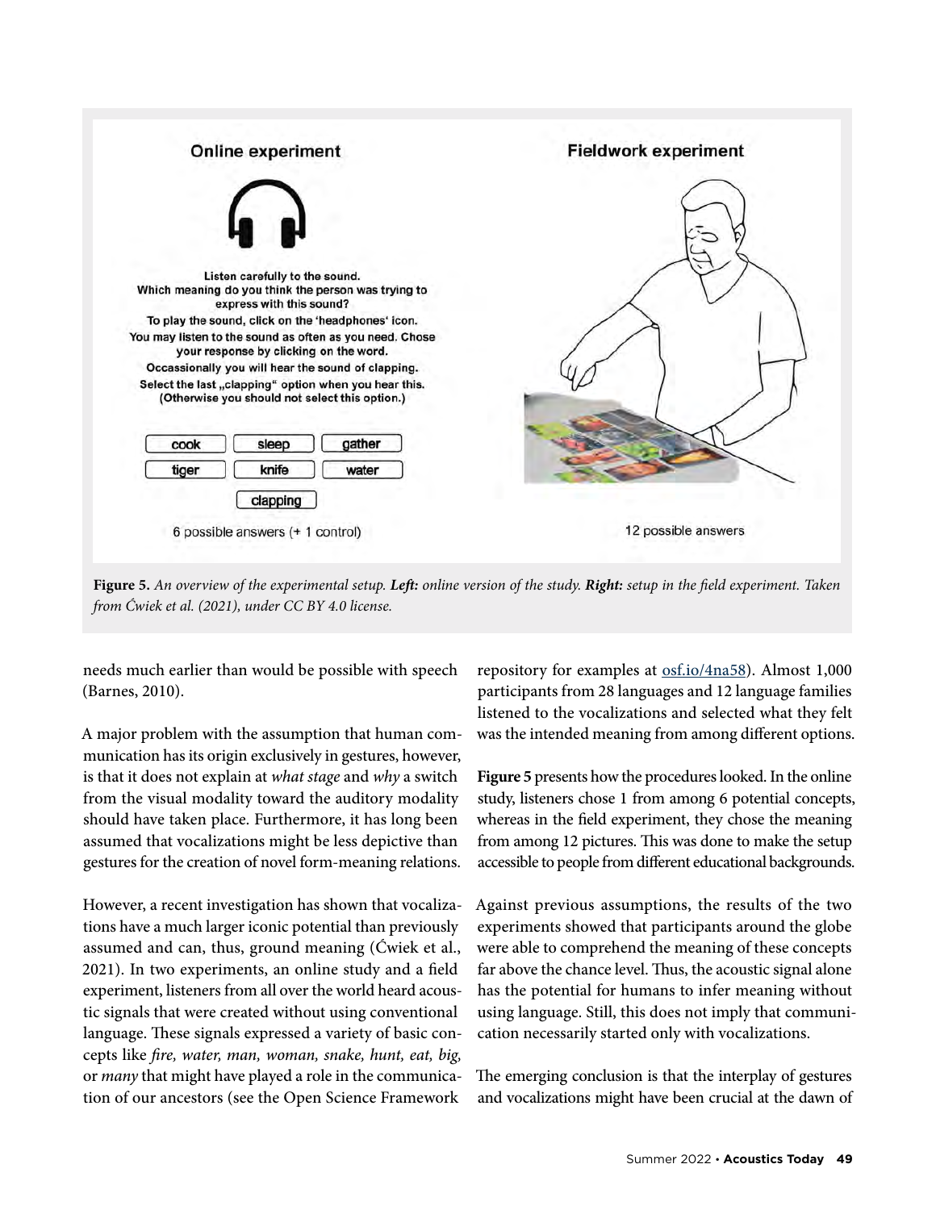**Figure 5.** *An overview of the experimental setup.* ***Left:*** *online version of the study.* ***Right:*** *setup in the field experiment. Taken from Ćwiek et al. (2021), under CC BY 4.0 license.*

needs much earlier than would be possible with speech (Barnes, 2010).

A major problem with the assumption that human communication has its origin exclusively in gestures, however, is that it does not explain at *what stage* and *why* a switch from the visual modality toward the auditory modality should have taken place. Furthermore, it has long been assumed that vocalizations might be less depictive than gestures for the creation of novel form-meaning relations.

However, a recent investigation has shown that vocalizations have a much larger iconic potential than previously assumed and can, thus, ground meaning (Ćwiek et al., 2021). In two experiments, an online study and a field experiment, listeners from all over the world heard acoustic signals that were created without using conventional language. These signals expressed a variety of basic concepts like *fire, water, man, woman, snake, hunt, eat, big,* or *many* that might have played a role in the communication of our ancestors (see the Open Science Framework repository for examples at osf.io/4na58). Almost 1,000 participants from 28 languages and 12 language families listened to the vocalizations and selected what they felt was the intended meaning from among different options.

**Figure 5** presents how the procedures looked. In the online study, listeners chose 1 from among 6 potential concepts, whereas in the field experiment, they chose the meaning from among 12 pictures. This was done to make the setup accessible to people from different educational backgrounds.

Against previous assumptions, the results of the two experiments showed that participants around the globe were able to comprehend the meaning of these concepts far above the chance level. Thus, the acoustic signal alone has the potential for humans to infer meaning without using language. Still, this does not imply that communication necessarily started only with vocalizations.

The emerging conclusion is that the interplay of gestures and vocalizations might have been crucial at the dawn of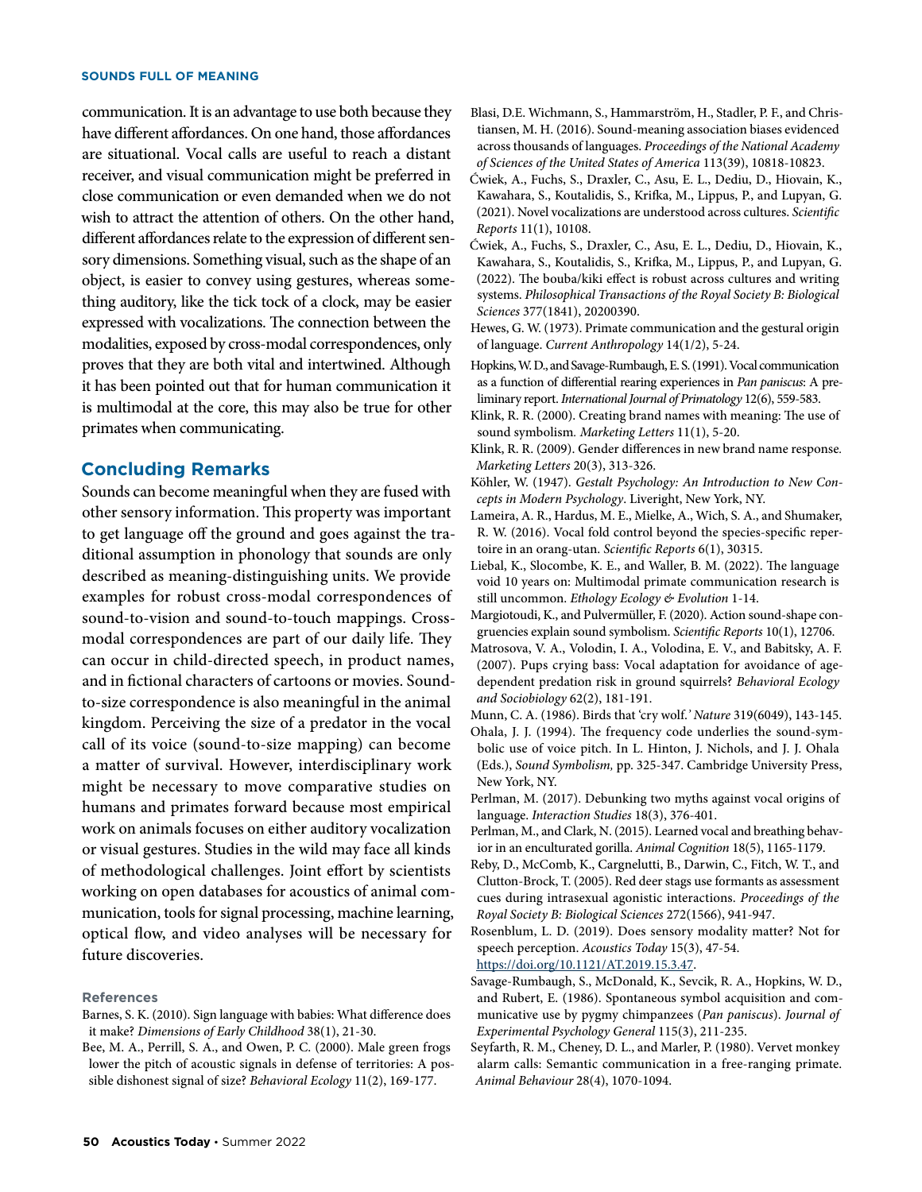communication. It is an advantage to use both because they have different affordances. On one hand, those affordances are situational. Vocal calls are useful to reach a distant receiver, and visual communication might be preferred in close communication or even demanded when we do not wish to attract the attention of others. On the other hand, different affordances relate to the expression of different sensory dimensions. Something visual, such as the shape of an object, is easier to convey using gestures, whereas something auditory, like the tick tock of a clock, may be easier expressed with vocalizations. The connection between the modalities, exposed by cross-modal correspondences, only proves that they are both vital and intertwined. Although it has been pointed out that for human communication it is multimodal at the core, this may also be true for other primates when communicating.

## Concluding Remarks

Sounds can become meaningful when they are fused with other sensory information. This property was important to get language off the ground and goes against the traditional assumption in phonology that sounds are only described as meaning-distinguishing units. We provide examples for robust cross-modal correspondences of sound-to-vision and sound-to-touch mappings. Cross-modal correspondences are part of our daily life. They can occur in child-directed speech, in product names, and in fictional characters of cartoons or movies. Sound-to-size correspondence is also meaningful in the animal kingdom. Perceiving the size of a predator in the vocal call of its voice (sound-to-size mapping) can become a matter of survival. However, interdisciplinary work might be necessary to move comparative studies on humans and primates forward because most empirical work on animals focuses on either auditory vocalization or visual gestures. Studies in the wild may face all kinds of methodological challenges. Joint effort by scientists working on open databases for acoustics of animal communication, tools for signal processing, machine learning, optical flow, and video analyses will be necessary for future discoveries.

### References

Barnes, S. K. (2010). Sign language with babies: What difference does it make? *Dimensions of Early Childhood* 38(1), 21-30.

Bee, M. A., Perrill, S. A., and Owen, P. C. (2000). Male green frogs lower the pitch of acoustic signals in defense of territories: A possible dishonest signal of size? *Behavioral Ecology* 11(2), 169-177.

Blasi, D.E. Wichmann, S., Hammarström, H., Stadler, P. F., and Christiansen, M. H. (2016). Sound-meaning association biases evidenced across thousands of languages. *Proceedings of the National Academy of Sciences of the United States of America* 113(39), 10818-10823.

Ćwiek, A., Fuchs, S., Draxler, C., Asu, E. L., Dediu, D., Hiovain, K., Kawahara, S., Koutalidis, S., Krifka, M., Lippus, P., and Lupyan, G. (2021). Novel vocalizations are understood across cultures. *Scientific Reports* 11(1), 10108.

Ćwiek, A., Fuchs, S., Draxler, C., Asu, E. L., Dediu, D., Hiovain, K., Kawahara, S., Koutalidis, S., Krifka, M., Lippus, P., and Lupyan, G. (2022). The bouba/kiki effect is robust across cultures and writing systems. *Philosophical Transactions of the Royal Society B: Biological Sciences* 377(1841), 20200390.

Hewes, G. W. (1973). Primate communication and the gestural origin of language. *Current Anthropology* 14(1/2), 5-24.

Hopkins, W. D., and Savage-Rumbaugh, E. S. (1991). Vocal communication as a function of differential rearing experiences in *Pan paniscus*: A preliminary report. *International Journal of Primatology* 12(6), 559-583.

Klink, R. R. (2000). Creating brand names with meaning: The use of sound symbolism. *Marketing Letters* 11(1), 5-20.

Klink, R. R. (2009). Gender differences in new brand name response. *Marketing Letters* 20(3), 313-326.

Köhler, W. (1947). *Gestalt Psychology: An Introduction to New Concepts in Modern Psychology*. Liveright, New York, NY.

Lameira, A. R., Hardus, M. E., Mielke, A., Wich, S. A., and Shumaker, R. W. (2016). Vocal fold control beyond the species-specific repertoire in an orang-utan. *Scientific Reports* 6(1), 30315.

Liebal, K., Slocombe, K. E., and Waller, B. M. (2022). The language void 10 years on: Multimodal primate communication research is still uncommon. *Ethology Ecology & Evolution* 1-14.

Margiotoudi, K., and Pulvermüller, F. (2020). Action sound-shape congruencies explain sound symbolism. *Scientific Reports* 10(1), 12706.

Matrosova, V. A., Volodin, I. A., Volodina, E. V., and Babitsky, A. F. (2007). Pups crying bass: Vocal adaptation for avoidance of age-dependent predation risk in ground squirrels? *Behavioral Ecology and Sociobiology* 62(2), 181-191.

Munn, C. A. (1986). Birds that 'cry wolf.' *Nature* 319(6049), 143-145.

Ohala, J. J. (1994). The frequency code underlies the sound-symbolic use of voice pitch. In L. Hinton, J. Nichols, and J. J. Ohala (Eds.), *Sound Symbolism,* pp. 325-347. Cambridge University Press, New York, NY.

Perlman, M. (2017). Debunking two myths against vocal origins of language. *Interaction Studies* 18(3), 376-401.

Perlman, M., and Clark, N. (2015). Learned vocal and breathing behavior in an enculturated gorilla. *Animal Cognition* 18(5), 1165-1179.

Reby, D., McComb, K., Cargnelutti, B., Darwin, C., Fitch, W. T., and Clutton-Brock, T. (2005). Red deer stags use formants as assessment cues during intrasexual agonistic interactions. *Proceedings of the Royal Society B: Biological Sciences* 272(1566), 941-947.

Rosenblum, L. D. (2019). Does sensory modality matter? Not for speech perception. *Acoustics Today* 15(3), 47-54. https://doi.org/10.1121/AT.2019.15.3.47.

Savage-Rumbaugh, S., McDonald, K., Sevcik, R. A., Hopkins, W. D., and Rubert, E. (1986). Spontaneous symbol acquisition and communicative use by pygmy chimpanzees (*Pan paniscus*). *Journal of Experimental Psychology General* 115(3), 211-235.

Seyfarth, R. M., Cheney, D. L., and Marler, P. (1980). Vervet monkey alarm calls: Semantic communication in a free-ranging primate. *Animal Behaviour* 28(4), 1070-1094.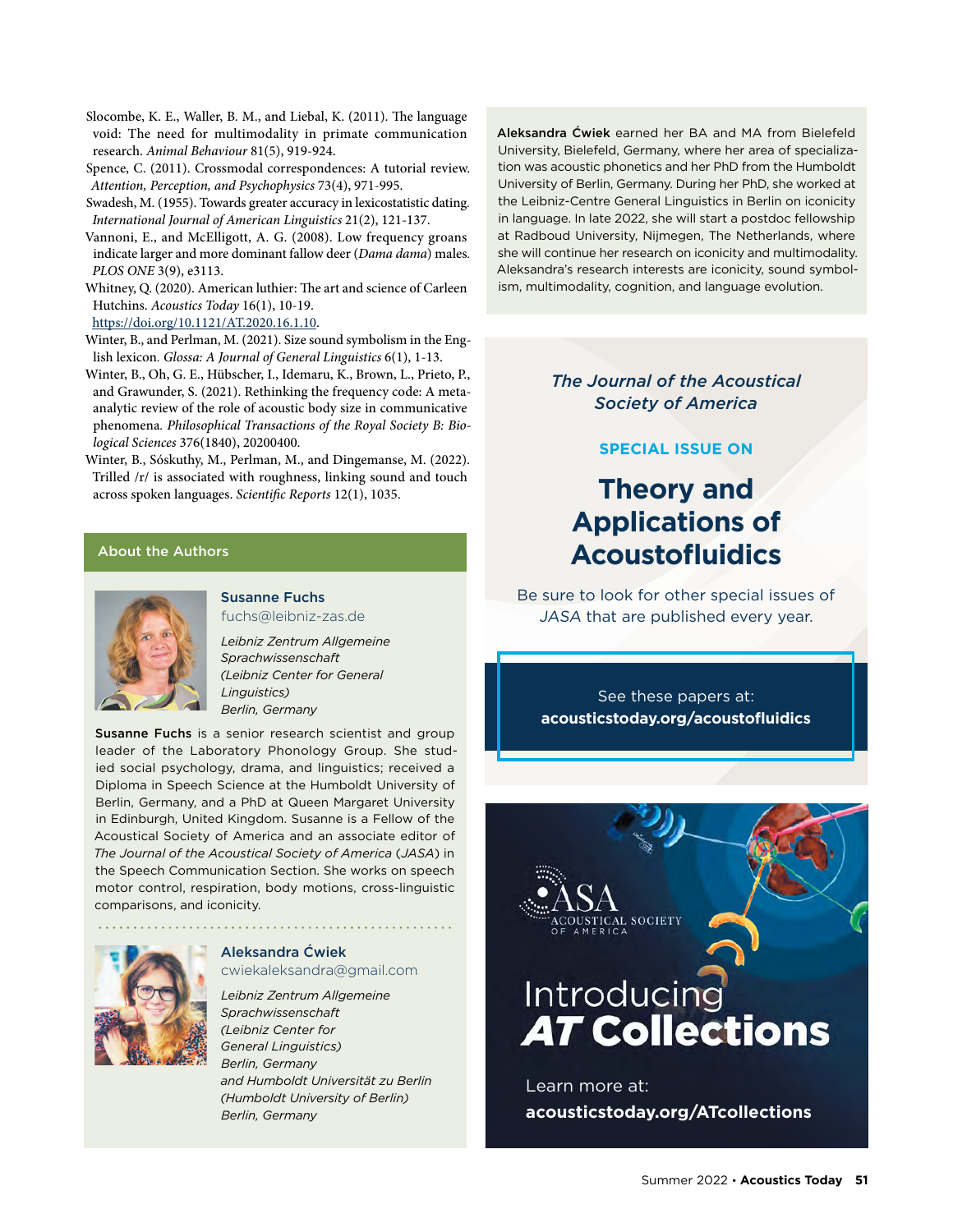Slocombe, K. E., Waller, B. M., and Liebal, K. (2011). The language void: The need for multimodality in primate communication research. *Animal Behaviour* 81(5), 919-924.

Spence, C. (2011). Crossmodal correspondences: A tutorial review. *Attention, Perception, and Psychophysics* 73(4), 971-995.

Swadesh, M. (1955). Towards greater accuracy in lexicostatistic dating. *International Journal of American Linguistics* 21(2), 121-137.

Vannoni, E., and McElligott, A. G. (2008). Low frequency groans indicate larger and more dominant fallow deer (*Dama dama*) males. *PLOS ONE* 3(9), e3113.

Whitney, Q. (2020). American luthier: The art and science of Carleen Hutchins. *Acoustics Today* 16(1), 10-19. https://doi.org/10.1121/AT.2020.16.1.10.

Winter, B., and Perlman, M. (2021). Size sound symbolism in the English lexicon. *Glossa: A Journal of General Linguistics* 6(1), 1-13.

Winter, B., Oh, G. E., Hübscher, I., Idemaru, K., Brown, L., Prieto, P., and Grawunder, S. (2021). Rethinking the frequency code: A meta-analytic review of the role of acoustic body size in communicative phenomena. *Philosophical Transactions of the Royal Society B: Biological Sciences* 376(1840), 20200400.

Winter, B., Sóskuthy, M., Perlman, M., and Dingemanse, M. (2022). Trilled /r/ is associated with roughness, linking sound and touch across spoken languages. *Scientific Reports* 12(1), 1035.

## About the Authors

### Susanne Fuchs

fuchs@leibniz-zas.de

*Leibniz Zentrum Allgemeine Sprachwissenschaft (Leibniz Center for General Linguistics)*
*Berlin, Germany*

**Susanne Fuchs** is a senior research scientist and group leader of the Laboratory Phonology Group. She studied social psychology, drama, and linguistics; received a Diploma in Speech Science at the Humboldt University of Berlin, Germany, and a PhD at Queen Margaret University in Edinburgh, United Kingdom. Susanne is a Fellow of the Acoustical Society of America and an associate editor of *The Journal of the Acoustical Society of America* (*JASA*) in the Speech Communication Section. She works on speech motor control, respiration, body motions, cross-linguistic comparisons, and iconicity.

### Aleksandra Ćwiek

cwiekaleksandra@gmail.com

*Leibniz Zentrum Allgemeine Sprachwissenschaft (Leibniz Center for General Linguistics)*
*Berlin, Germany*
*and Humboldt Universität zu Berlin (Humboldt University of Berlin)*
*Berlin, Germany*

**Aleksandra Ćwiek** earned her BA and MA from Bielefeld University, Bielefeld, Germany, where her area of specialization was acoustic phonetics and her PhD from the Humboldt University of Berlin, Germany. During her PhD, she worked at the Leibniz-Centre General Linguistics in Berlin on iconicity in language. In late 2022, she will start a postdoc fellowship at Radboud University, Nijmegen, The Netherlands, where she will continue her research on iconicity and multimodality. Aleksandra's research interests are iconicity, sound symbolism, multimodality, cognition, and language evolution.

*The Journal of the Acoustical Society of America*

SPECIAL ISSUE ON

**Theory and Applications of Acoustofluidics**

Be sure to look for other special issues of *JASA* that are published every year.

See these papers at:
**acousticstoday.org/acoustofluidics**

ASA ACOUSTICAL SOCIETY OF AMERICA

Introducing ***AT* Collections**

Learn more at:
**acousticstoday.org/ATcollections**